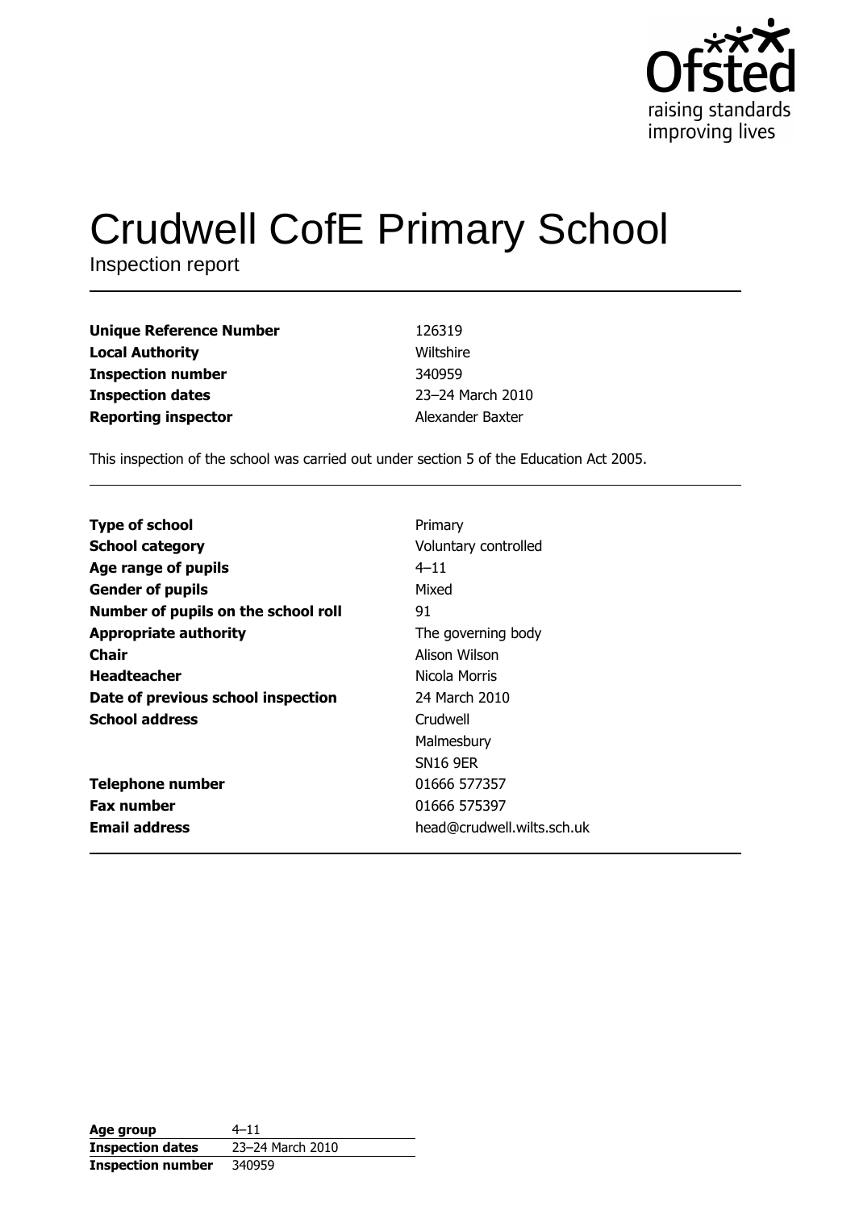Ofsted
raising standards
improving lives

# Crudwell CofE Primary School

Inspection report

| | |
|---|---|
| **Unique Reference Number** | 126319 |
| **Local Authority** | Wiltshire |
| **Inspection number** | 340959 |
| **Inspection dates** | 23–24 March 2010 |
| **Reporting inspector** | Alexander Baxter |

This inspection of the school was carried out under section 5 of the Education Act 2005.

| | |
|---|---|
| **Type of school** | Primary |
| **School category** | Voluntary controlled |
| **Age range of pupils** | 4–11 |
| **Gender of pupils** | Mixed |
| **Number of pupils on the school roll** | 91 |
| **Appropriate authority** | The governing body |
| **Chair** | Alison Wilson |
| **Headteacher** | Nicola Morris |
| **Date of previous school inspection** | 24 March 2010 |
| **School address** | Crudwell<br>Malmesbury<br>SN16 9ER |
| **Telephone number** | 01666 577357 |
| **Fax number** | 01666 575397 |
| **Email address** | head@crudwell.wilts.sch.uk |

| | |
|---|---|
| **Age group** | 4–11 |
| **Inspection dates** | 23–24 March 2010 |
| **Inspection number** | 340959 |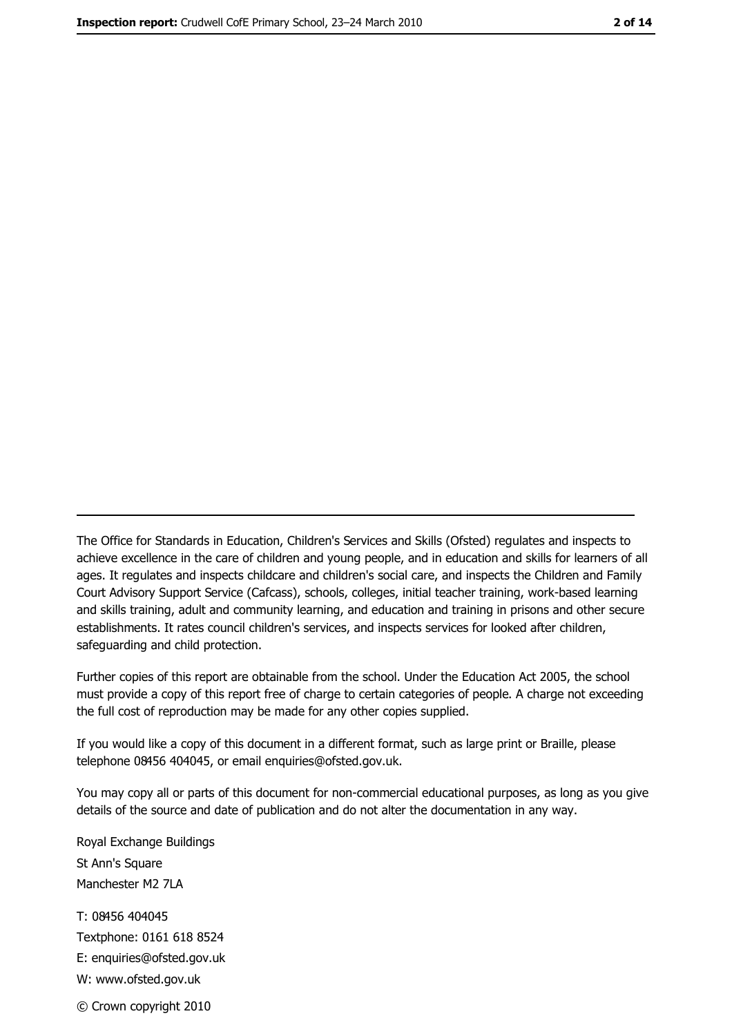The Office for Standards in Education, Children's Services and Skills (Ofsted) regulates and inspects to achieve excellence in the care of children and young people, and in education and skills for learners of all ages. It regulates and inspects childcare and children's social care, and inspects the Children and Family Court Advisory Support Service (Cafcass), schools, colleges, initial teacher training, work-based learning and skills training, adult and community learning, and education and training in prisons and other secure establishments. It rates council children's services, and inspects services for looked after children, safeguarding and child protection.

Further copies of this report are obtainable from the school. Under the Education Act 2005, the school must provide a copy of this report free of charge to certain categories of people. A charge not exceeding the full cost of reproduction may be made for any other copies supplied.

If you would like a copy of this document in a different format, such as large print or Braille, please telephone 08456 404045, or email enquiries@ofsted.gov.uk.

You may copy all or parts of this document for non-commercial educational purposes, as long as you give details of the source and date of publication and do not alter the documentation in any way.

Royal Exchange Buildings
St Ann's Square
Manchester M2 7LA

T: 08456 404045
Textphone: 0161 618 8524
E: enquiries@ofsted.gov.uk
W: www.ofsted.gov.uk

© Crown copyright 2010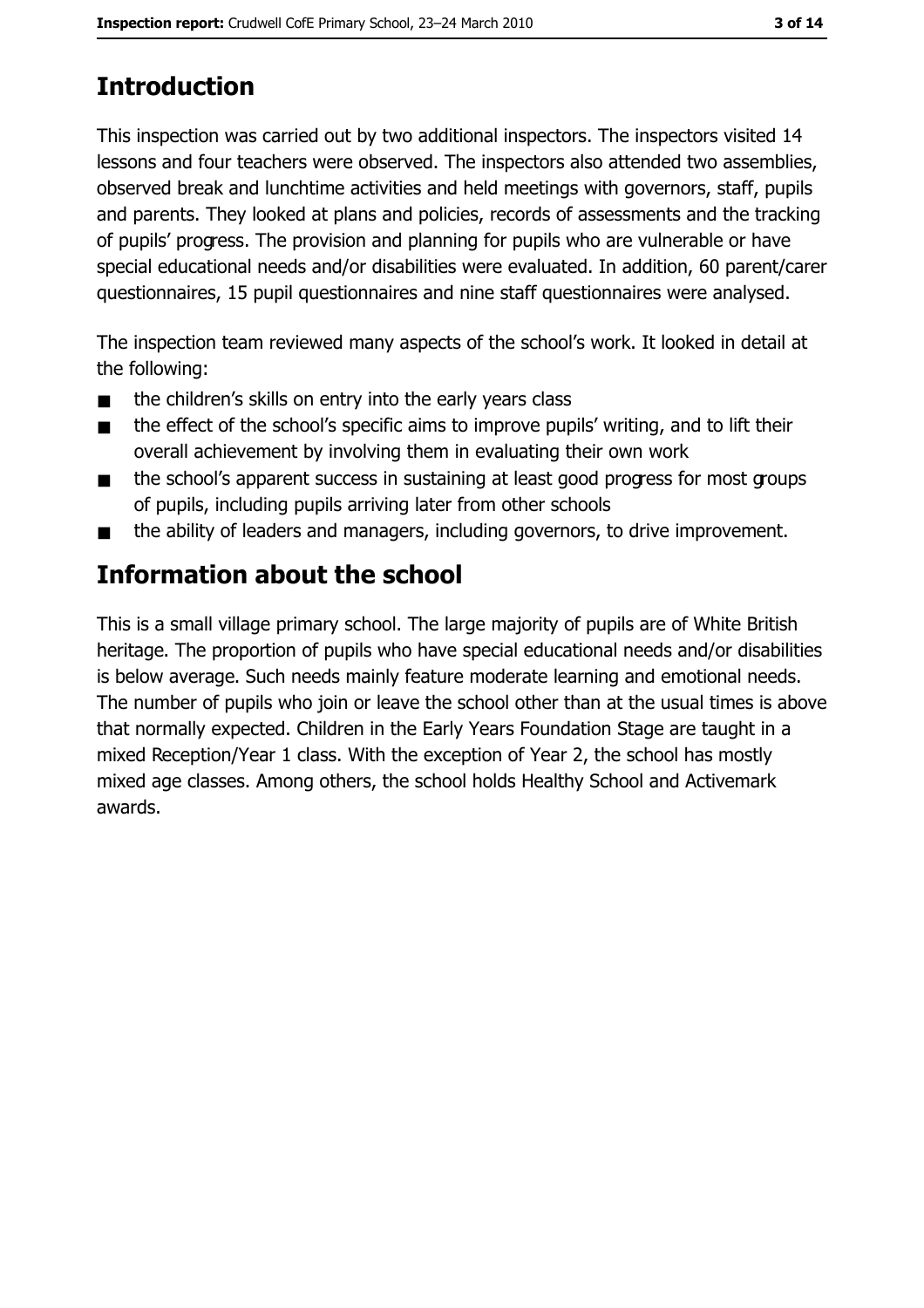# Introduction

This inspection was carried out by two additional inspectors. The inspectors visited 14 lessons and four teachers were observed. The inspectors also attended two assemblies, observed break and lunchtime activities and held meetings with governors, staff, pupils and parents. They looked at plans and policies, records of assessments and the tracking of pupils' progress. The provision and planning for pupils who are vulnerable or have special educational needs and/or disabilities were evaluated. In addition, 60 parent/carer questionnaires, 15 pupil questionnaires and nine staff questionnaires were analysed.

The inspection team reviewed many aspects of the school's work. It looked in detail at the following:

- the children's skills on entry into the early years class
- the effect of the school's specific aims to improve pupils' writing, and to lift their overall achievement by involving them in evaluating their own work
- the school's apparent success in sustaining at least good progress for most groups of pupils, including pupils arriving later from other schools
- the ability of leaders and managers, including governors, to drive improvement.

# Information about the school

This is a small village primary school. The large majority of pupils are of White British heritage. The proportion of pupils who have special educational needs and/or disabilities is below average. Such needs mainly feature moderate learning and emotional needs. The number of pupils who join or leave the school other than at the usual times is above that normally expected. Children in the Early Years Foundation Stage are taught in a mixed Reception/Year 1 class. With the exception of Year 2, the school has mostly mixed age classes. Among others, the school holds Healthy School and Activemark awards.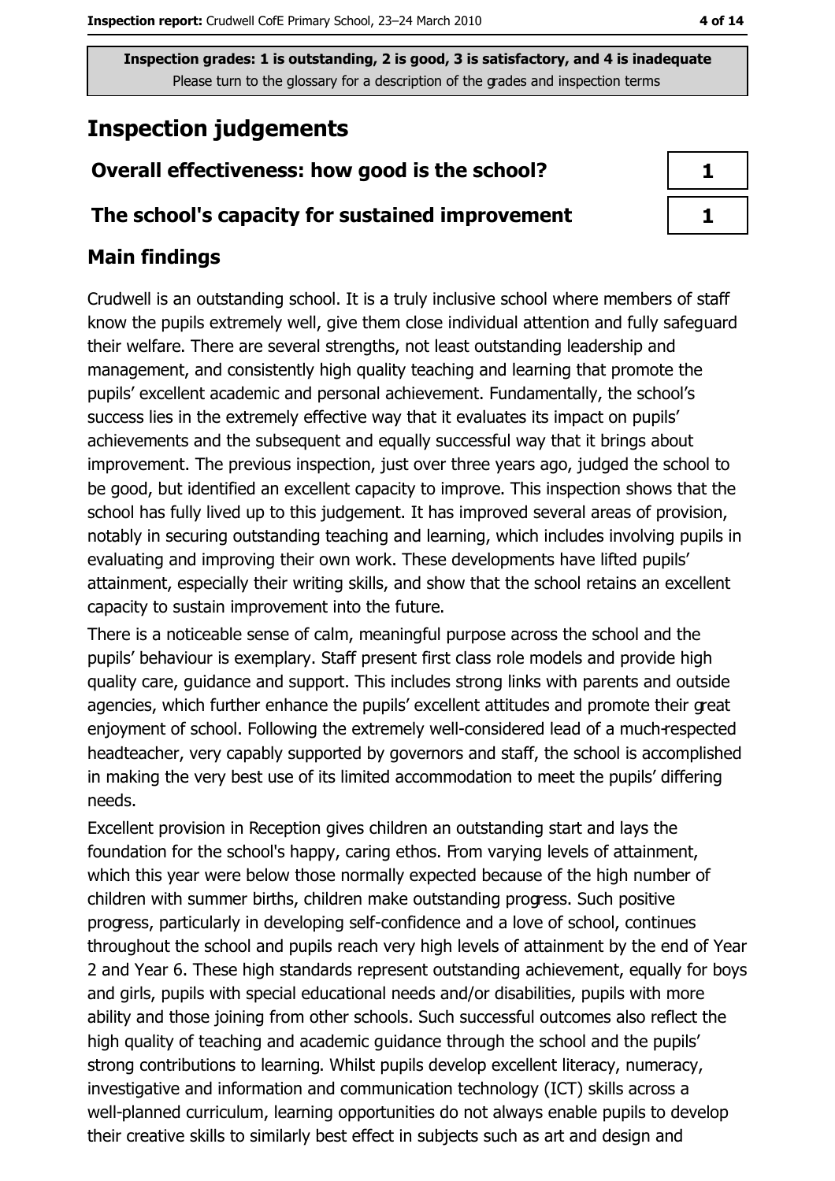**Inspection grades: 1 is outstanding, 2 is good, 3 is satisfactory, and 4 is inadequate**
Please turn to the glossary for a description of the grades and inspection terms

# Inspection judgements

| Overall effectiveness: how good is the school? | 1 |
|---|---|
| The school's capacity for sustained improvement | 1 |

## Main findings

Crudwell is an outstanding school. It is a truly inclusive school where members of staff know the pupils extremely well, give them close individual attention and fully safeguard their welfare. There are several strengths, not least outstanding leadership and management, and consistently high quality teaching and learning that promote the pupils' excellent academic and personal achievement. Fundamentally, the school's success lies in the extremely effective way that it evaluates its impact on pupils' achievements and the subsequent and equally successful way that it brings about improvement. The previous inspection, just over three years ago, judged the school to be good, but identified an excellent capacity to improve. This inspection shows that the school has fully lived up to this judgement. It has improved several areas of provision, notably in securing outstanding teaching and learning, which includes involving pupils in evaluating and improving their own work. These developments have lifted pupils' attainment, especially their writing skills, and show that the school retains an excellent capacity to sustain improvement into the future.

There is a noticeable sense of calm, meaningful purpose across the school and the pupils' behaviour is exemplary. Staff present first class role models and provide high quality care, guidance and support. This includes strong links with parents and outside agencies, which further enhance the pupils' excellent attitudes and promote their great enjoyment of school. Following the extremely well-considered lead of a much-respected headteacher, very capably supported by governors and staff, the school is accomplished in making the very best use of its limited accommodation to meet the pupils' differing needs.

Excellent provision in Reception gives children an outstanding start and lays the foundation for the school's happy, caring ethos. From varying levels of attainment, which this year were below those normally expected because of the high number of children with summer births, children make outstanding progress. Such positive progress, particularly in developing self-confidence and a love of school, continues throughout the school and pupils reach very high levels of attainment by the end of Year 2 and Year 6. These high standards represent outstanding achievement, equally for boys and girls, pupils with special educational needs and/or disabilities, pupils with more ability and those joining from other schools. Such successful outcomes also reflect the high quality of teaching and academic guidance through the school and the pupils' strong contributions to learning. Whilst pupils develop excellent literacy, numeracy, investigative and information and communication technology (ICT) skills across a well-planned curriculum, learning opportunities do not always enable pupils to develop their creative skills to similarly best effect in subjects such as art and design and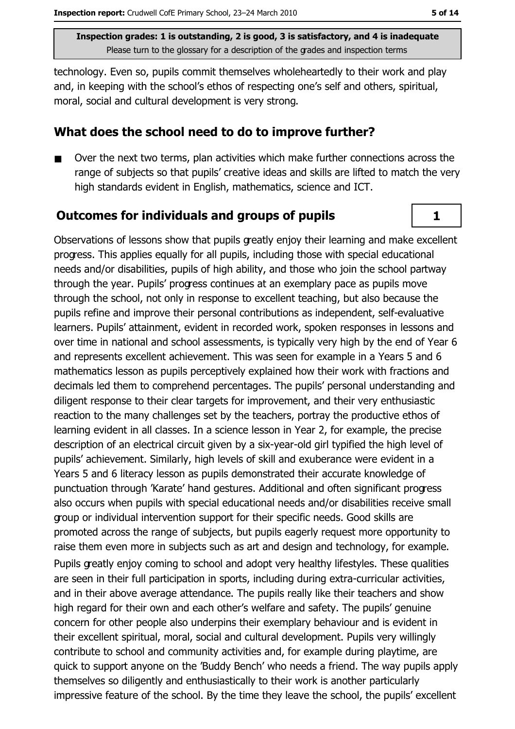technology. Even so, pupils commit themselves wholeheartedly to their work and play and, in keeping with the school's ethos of respecting one's self and others, spiritual, moral, social and cultural development is very strong.

## What does the school need to do to improve further?

- Over the next two terms, plan activities which make further connections across the range of subjects so that pupils' creative ideas and skills are lifted to match the very high standards evident in English, mathematics, science and ICT.

## Outcomes for individuals and groups of pupils

**1**

Observations of lessons show that pupils greatly enjoy their learning and make excellent progress. This applies equally for all pupils, including those with special educational needs and/or disabilities, pupils of high ability, and those who join the school partway through the year. Pupils' progress continues at an exemplary pace as pupils move through the school, not only in response to excellent teaching, but also because the pupils refine and improve their personal contributions as independent, self-evaluative learners. Pupils' attainment, evident in recorded work, spoken responses in lessons and over time in national and school assessments, is typically very high by the end of Year 6 and represents excellent achievement. This was seen for example in a Years 5 and 6 mathematics lesson as pupils perceptively explained how their work with fractions and decimals led them to comprehend percentages. The pupils' personal understanding and diligent response to their clear targets for improvement, and their very enthusiastic reaction to the many challenges set by the teachers, portray the productive ethos of learning evident in all classes. In a science lesson in Year 2, for example, the precise description of an electrical circuit given by a six-year-old girl typified the high level of pupils' achievement. Similarly, high levels of skill and exuberance were evident in a Years 5 and 6 literacy lesson as pupils demonstrated their accurate knowledge of punctuation through 'Karate' hand gestures. Additional and often significant progress also occurs when pupils with special educational needs and/or disabilities receive small group or individual intervention support for their specific needs. Good skills are promoted across the range of subjects, but pupils eagerly request more opportunity to raise them even more in subjects such as art and design and technology, for example.

Pupils greatly enjoy coming to school and adopt very healthy lifestyles. These qualities are seen in their full participation in sports, including during extra-curricular activities, and in their above average attendance. The pupils really like their teachers and show high regard for their own and each other's welfare and safety. The pupils' genuine concern for other people also underpins their exemplary behaviour and is evident in their excellent spiritual, moral, social and cultural development. Pupils very willingly contribute to school and community activities and, for example during playtime, are quick to support anyone on the 'Buddy Bench' who needs a friend. The way pupils apply themselves so diligently and enthusiastically to their work is another particularly impressive feature of the school. By the time they leave the school, the pupils' excellent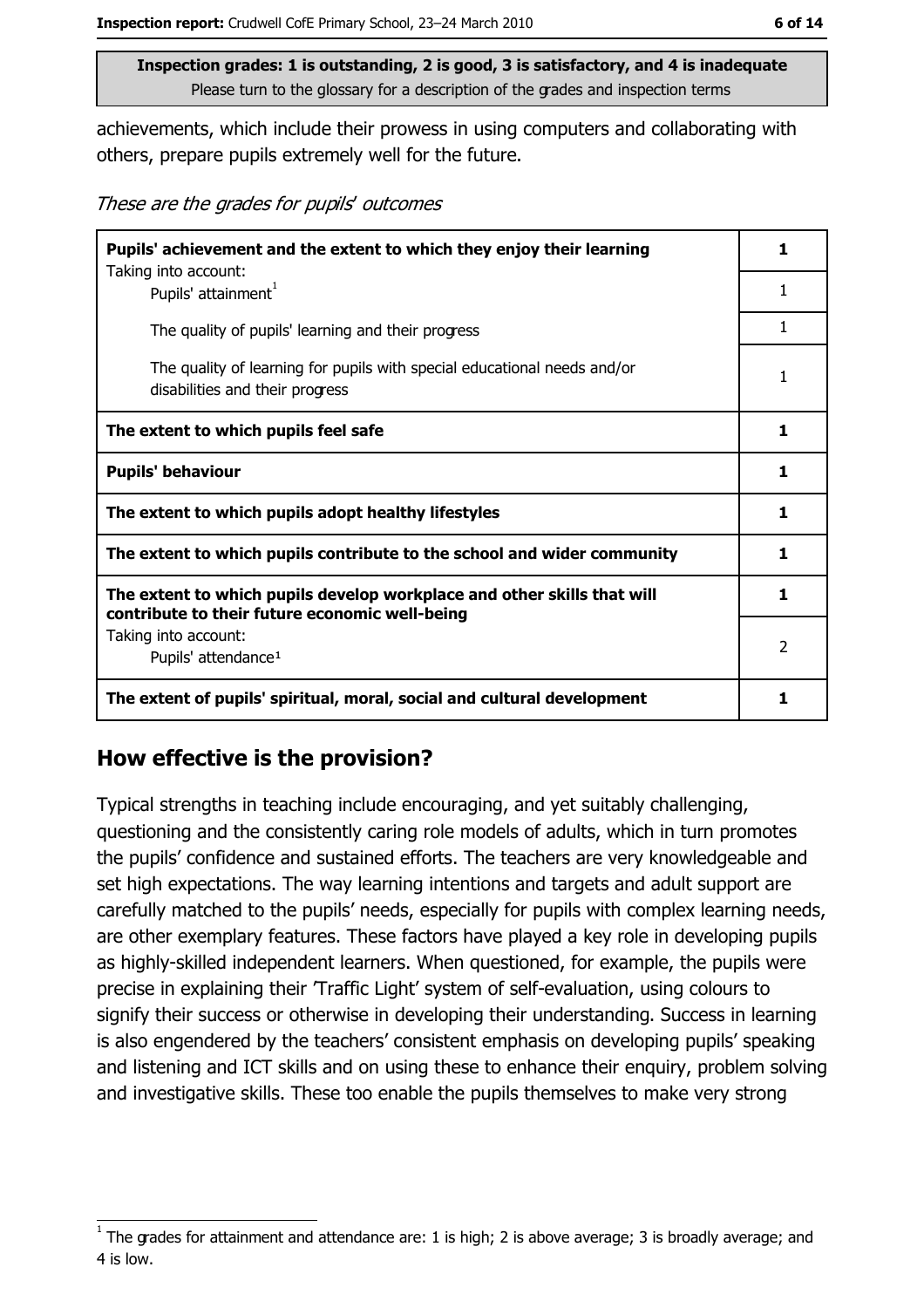Inspection grades: 1 is outstanding, 2 is good, 3 is satisfactory, and 4 is inadequate
Please turn to the glossary for a description of the grades and inspection terms

achievements, which include their prowess in using computers and collaborating with others, prepare pupils extremely well for the future.

*These are the grades for pupils' outcomes*

| | |
|---|---|
| **Pupils' achievement and the extent to which they enjoy their learning** | **1** |
| Taking into account: Pupils' attainment[1] | 1 |
| The quality of pupils' learning and their progress | 1 |
| The quality of learning for pupils with special educational needs and/or disabilities and their progress | 1 |
| **The extent to which pupils feel safe** | **1** |
| **Pupils' behaviour** | **1** |
| **The extent to which pupils adopt healthy lifestyles** | **1** |
| **The extent to which pupils contribute to the school and wider community** | **1** |
| **The extent to which pupils develop workplace and other skills that will contribute to their future economic well-being** | **1** |
| Taking into account: Pupils' attendance[1] | 2 |
| **The extent of pupils' spiritual, moral, social and cultural development** | **1** |

## How effective is the provision?

Typical strengths in teaching include encouraging, and yet suitably challenging, questioning and the consistently caring role models of adults, which in turn promotes the pupils' confidence and sustained efforts. The teachers are very knowledgeable and set high expectations. The way learning intentions and targets and adult support are carefully matched to the pupils' needs, especially for pupils with complex learning needs, are other exemplary features. These factors have played a key role in developing pupils as highly-skilled independent learners. When questioned, for example, the pupils were precise in explaining their 'Traffic Light' system of self-evaluation, using colours to signify their success or otherwise in developing their understanding. Success in learning is also engendered by the teachers' consistent emphasis on developing pupils' speaking and listening and ICT skills and on using these to enhance their enquiry, problem solving and investigative skills. These too enable the pupils themselves to make very strong

[1] The grades for attainment and attendance are: 1 is high; 2 is above average; 3 is broadly average; and 4 is low.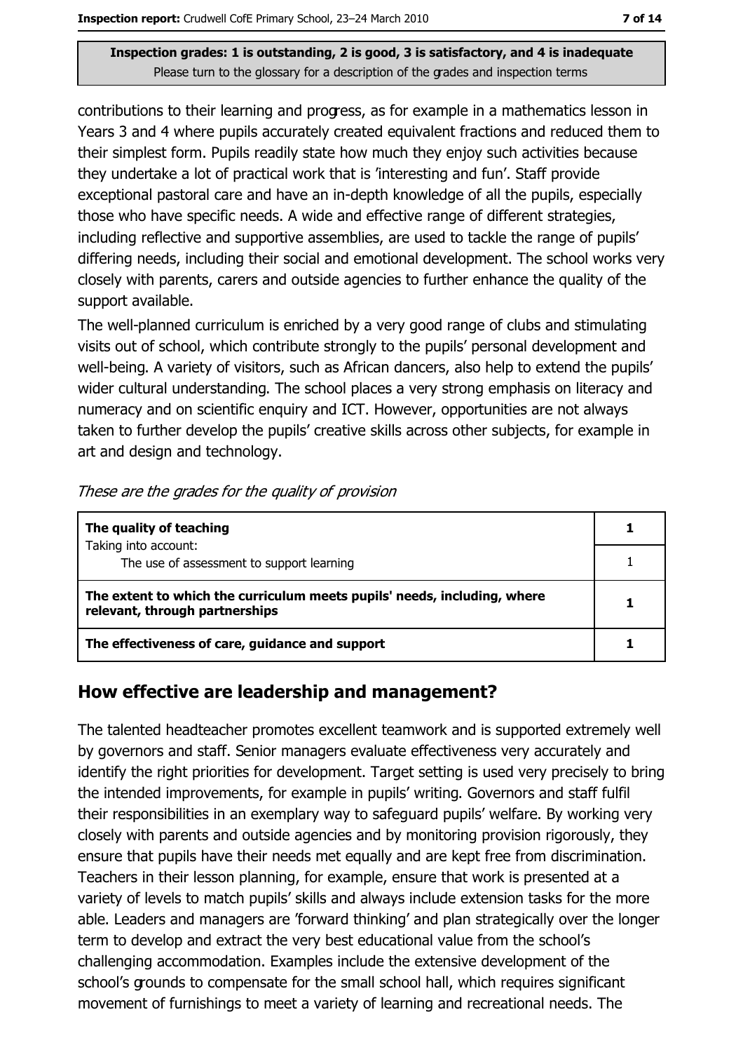**Inspection grades: 1 is outstanding, 2 is good, 3 is satisfactory, and 4 is inadequate**
Please turn to the glossary for a description of the grades and inspection terms

contributions to their learning and progress, as for example in a mathematics lesson in Years 3 and 4 where pupils accurately created equivalent fractions and reduced them to their simplest form. Pupils readily state how much they enjoy such activities because they undertake a lot of practical work that is 'interesting and fun'. Staff provide exceptional pastoral care and have an in-depth knowledge of all the pupils, especially those who have specific needs. A wide and effective range of different strategies, including reflective and supportive assemblies, are used to tackle the range of pupils' differing needs, including their social and emotional development. The school works very closely with parents, carers and outside agencies to further enhance the quality of the support available.

The well-planned curriculum is enriched by a very good range of clubs and stimulating visits out of school, which contribute strongly to the pupils' personal development and well-being. A variety of visitors, such as African dancers, also help to extend the pupils' wider cultural understanding. The school places a very strong emphasis on literacy and numeracy and on scientific enquiry and ICT. However, opportunities are not always taken to further develop the pupils' creative skills across other subjects, for example in art and design and technology.

*These are the grades for the quality of provision*

| | |
|---|---|
| **The quality of teaching** | **1** |
| Taking into account: The use of assessment to support learning | 1 |
| **The extent to which the curriculum meets pupils' needs, including, where relevant, through partnerships** | **1** |
| **The effectiveness of care, guidance and support** | **1** |

## How effective are leadership and management?

The talented headteacher promotes excellent teamwork and is supported extremely well by governors and staff. Senior managers evaluate effectiveness very accurately and identify the right priorities for development. Target setting is used very precisely to bring the intended improvements, for example in pupils' writing. Governors and staff fulfil their responsibilities in an exemplary way to safeguard pupils' welfare. By working very closely with parents and outside agencies and by monitoring provision rigorously, they ensure that pupils have their needs met equally and are kept free from discrimination. Teachers in their lesson planning, for example, ensure that work is presented at a variety of levels to match pupils' skills and always include extension tasks for the more able. Leaders and managers are 'forward thinking' and plan strategically over the longer term to develop and extract the very best educational value from the school's challenging accommodation. Examples include the extensive development of the school's grounds to compensate for the small school hall, which requires significant movement of furnishings to meet a variety of learning and recreational needs. The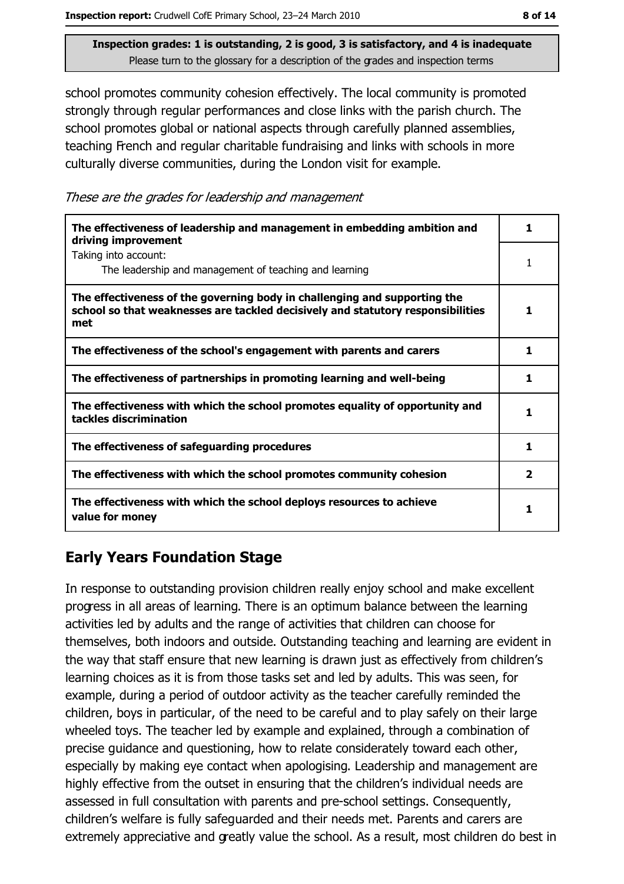Inspection grades: 1 is outstanding, 2 is good, 3 is satisfactory, and 4 is inadequate
Please turn to the glossary for a description of the grades and inspection terms

school promotes community cohesion effectively. The local community is promoted strongly through regular performances and close links with the parish church. The school promotes global or national aspects through carefully planned assemblies, teaching French and regular charitable fundraising and links with schools in more culturally diverse communities, during the London visit for example.

*These are the grades for leadership and management*

| | |
|---|---|
| **The effectiveness of leadership and management in embedding ambition and driving improvement** | **1** |
| Taking into account: The leadership and management of teaching and learning | 1 |
| **The effectiveness of the governing body in challenging and supporting the school so that weaknesses are tackled decisively and statutory responsibilities met** | **1** |
| **The effectiveness of the school's engagement with parents and carers** | **1** |
| **The effectiveness of partnerships in promoting learning and well-being** | **1** |
| **The effectiveness with which the school promotes equality of opportunity and tackles discrimination** | **1** |
| **The effectiveness of safeguarding procedures** | **1** |
| **The effectiveness with which the school promotes community cohesion** | **2** |
| **The effectiveness with which the school deploys resources to achieve value for money** | **1** |

## Early Years Foundation Stage

In response to outstanding provision children really enjoy school and make excellent progress in all areas of learning. There is an optimum balance between the learning activities led by adults and the range of activities that children can choose for themselves, both indoors and outside. Outstanding teaching and learning are evident in the way that staff ensure that new learning is drawn just as effectively from children's learning choices as it is from those tasks set and led by adults. This was seen, for example, during a period of outdoor activity as the teacher carefully reminded the children, boys in particular, of the need to be careful and to play safely on their large wheeled toys. The teacher led by example and explained, through a combination of precise guidance and questioning, how to relate considerately toward each other, especially by making eye contact when apologising. Leadership and management are highly effective from the outset in ensuring that the children's individual needs are assessed in full consultation with parents and pre-school settings. Consequently, children's welfare is fully safeguarded and their needs met. Parents and carers are extremely appreciative and greatly value the school. As a result, most children do best in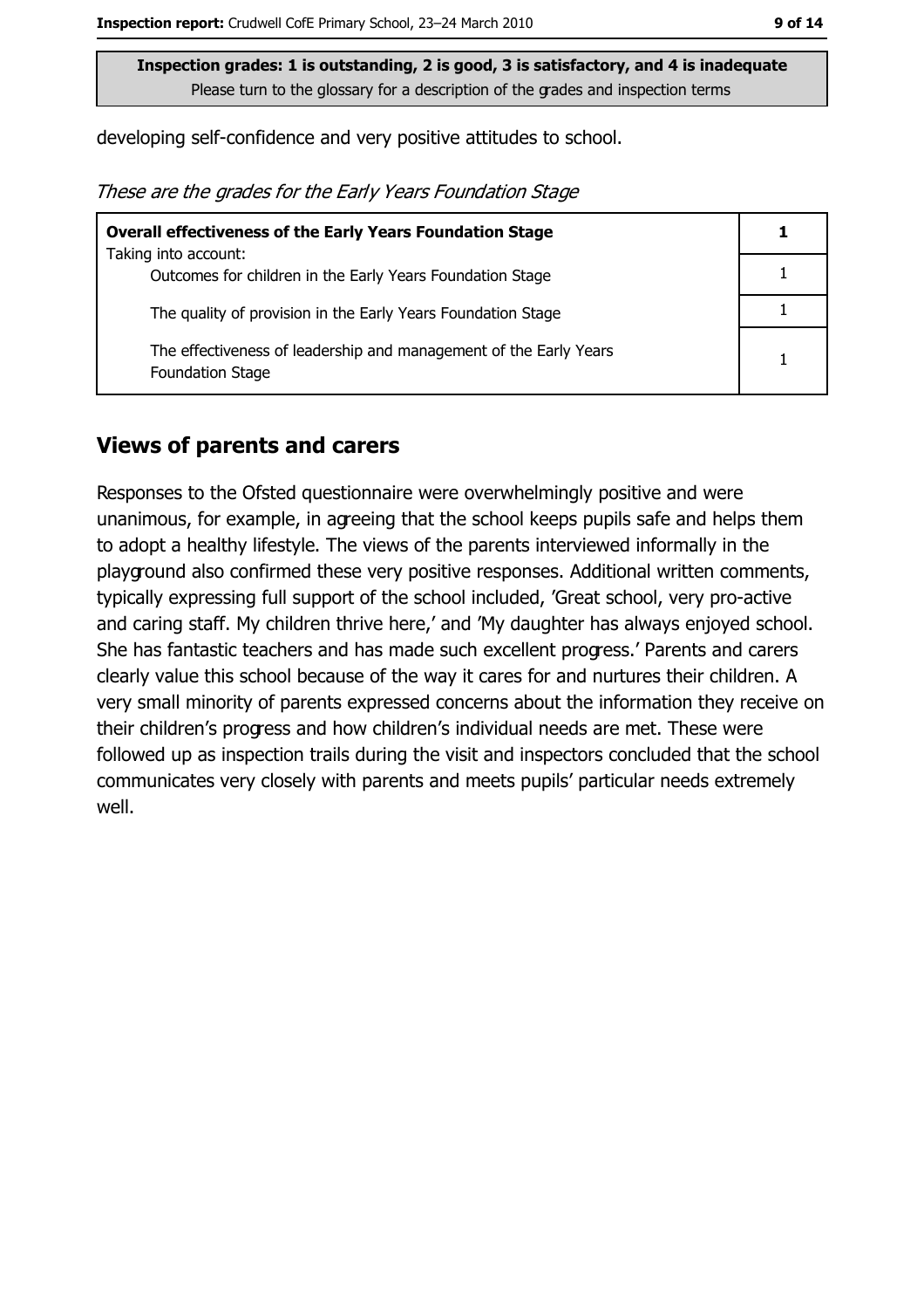**Inspection grades: 1 is outstanding, 2 is good, 3 is satisfactory, and 4 is inadequate**
Please turn to the glossary for a description of the grades and inspection terms

developing self-confidence and very positive attitudes to school.

*These are the grades for the Early Years Foundation Stage*

| Overall effectiveness of the Early Years Foundation Stage | 1 |
|---|---|
| Taking into account: | |
| Outcomes for children in the Early Years Foundation Stage | 1 |
| The quality of provision in the Early Years Foundation Stage | 1 |
| The effectiveness of leadership and management of the Early Years Foundation Stage | 1 |

## Views of parents and carers

Responses to the Ofsted questionnaire were overwhelmingly positive and were unanimous, for example, in agreeing that the school keeps pupils safe and helps them to adopt a healthy lifestyle. The views of the parents interviewed informally in the playground also confirmed these very positive responses. Additional written comments, typically expressing full support of the school included, 'Great school, very pro-active and caring staff. My children thrive here,' and 'My daughter has always enjoyed school. She has fantastic teachers and has made such excellent progress.' Parents and carers clearly value this school because of the way it cares for and nurtures their children. A very small minority of parents expressed concerns about the information they receive on their children's progress and how children's individual needs are met. These were followed up as inspection trails during the visit and inspectors concluded that the school communicates very closely with parents and meets pupils' particular needs extremely well.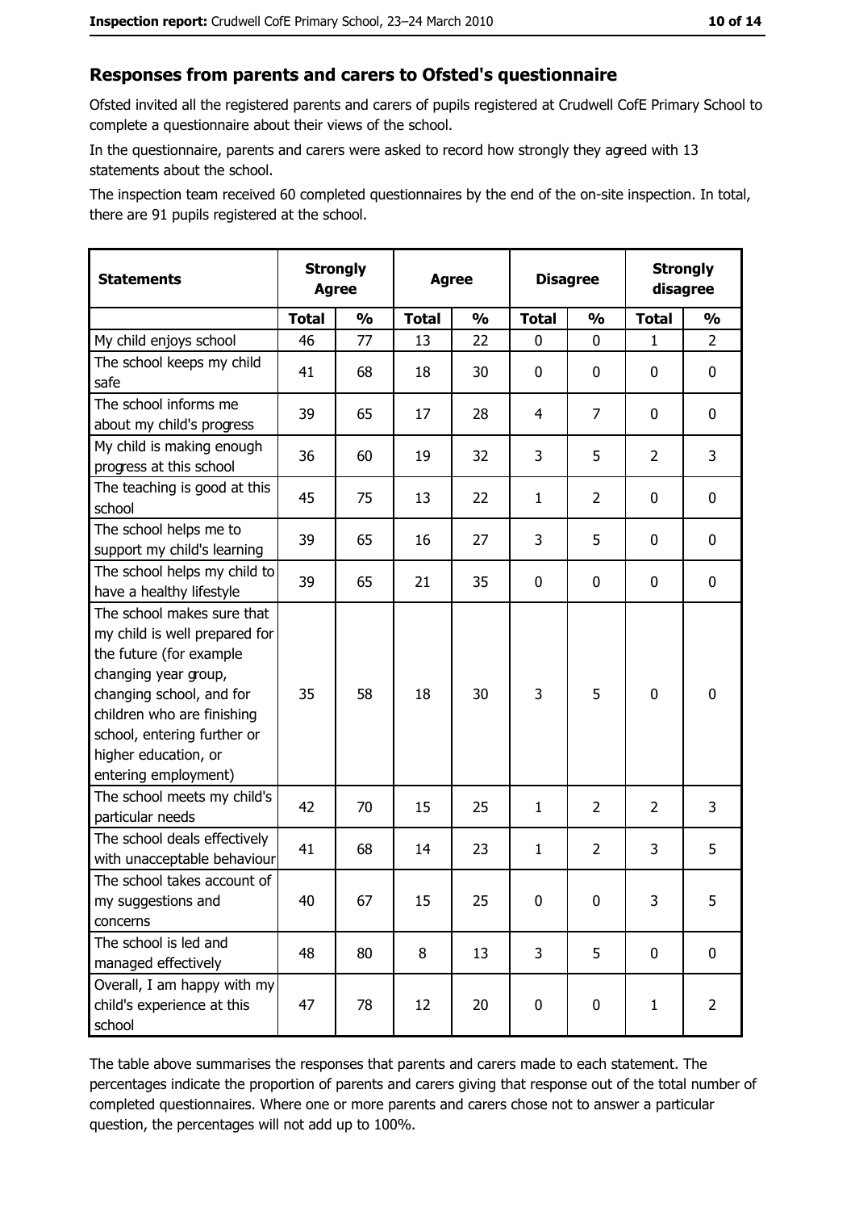## Responses from parents and carers to Ofsted's questionnaire

Ofsted invited all the registered parents and carers of pupils registered at Crudwell CofE Primary School to complete a questionnaire about their views of the school.

In the questionnaire, parents and carers were asked to record how strongly they agreed with 13 statements about the school.

The inspection team received 60 completed questionnaires by the end of the on-site inspection. In total, there are 91 pupils registered at the school.

| Statements | Strongly Agree | | Agree | | Disagree | | Strongly disagree | |
|---|---|---|---|---|---|---|---|---|
| | Total | % | Total | % | Total | % | Total | % |
| My child enjoys school | 46 | 77 | 13 | 22 | 0 | 0 | 1 | 2 |
| The school keeps my child safe | 41 | 68 | 18 | 30 | 0 | 0 | 0 | 0 |
| The school informs me about my child's progress | 39 | 65 | 17 | 28 | 4 | 7 | 0 | 0 |
| My child is making enough progress at this school | 36 | 60 | 19 | 32 | 3 | 5 | 2 | 3 |
| The teaching is good at this school | 45 | 75 | 13 | 22 | 1 | 2 | 0 | 0 |
| The school helps me to support my child's learning | 39 | 65 | 16 | 27 | 3 | 5 | 0 | 0 |
| The school helps my child to have a healthy lifestyle | 39 | 65 | 21 | 35 | 0 | 0 | 0 | 0 |
| The school makes sure that my child is well prepared for the future (for example changing year group, changing school, and for children who are finishing school, entering further or higher education, or entering employment) | 35 | 58 | 18 | 30 | 3 | 5 | 0 | 0 |
| The school meets my child's particular needs | 42 | 70 | 15 | 25 | 1 | 2 | 2 | 3 |
| The school deals effectively with unacceptable behaviour | 41 | 68 | 14 | 23 | 1 | 2 | 3 | 5 |
| The school takes account of my suggestions and concerns | 40 | 67 | 15 | 25 | 0 | 0 | 3 | 5 |
| The school is led and managed effectively | 48 | 80 | 8 | 13 | 3 | 5 | 0 | 0 |
| Overall, I am happy with my child's experience at this school | 47 | 78 | 12 | 20 | 0 | 0 | 1 | 2 |

The table above summarises the responses that parents and carers made to each statement. The percentages indicate the proportion of parents and carers giving that response out of the total number of completed questionnaires. Where one or more parents and carers chose not to answer a particular question, the percentages will not add up to 100%.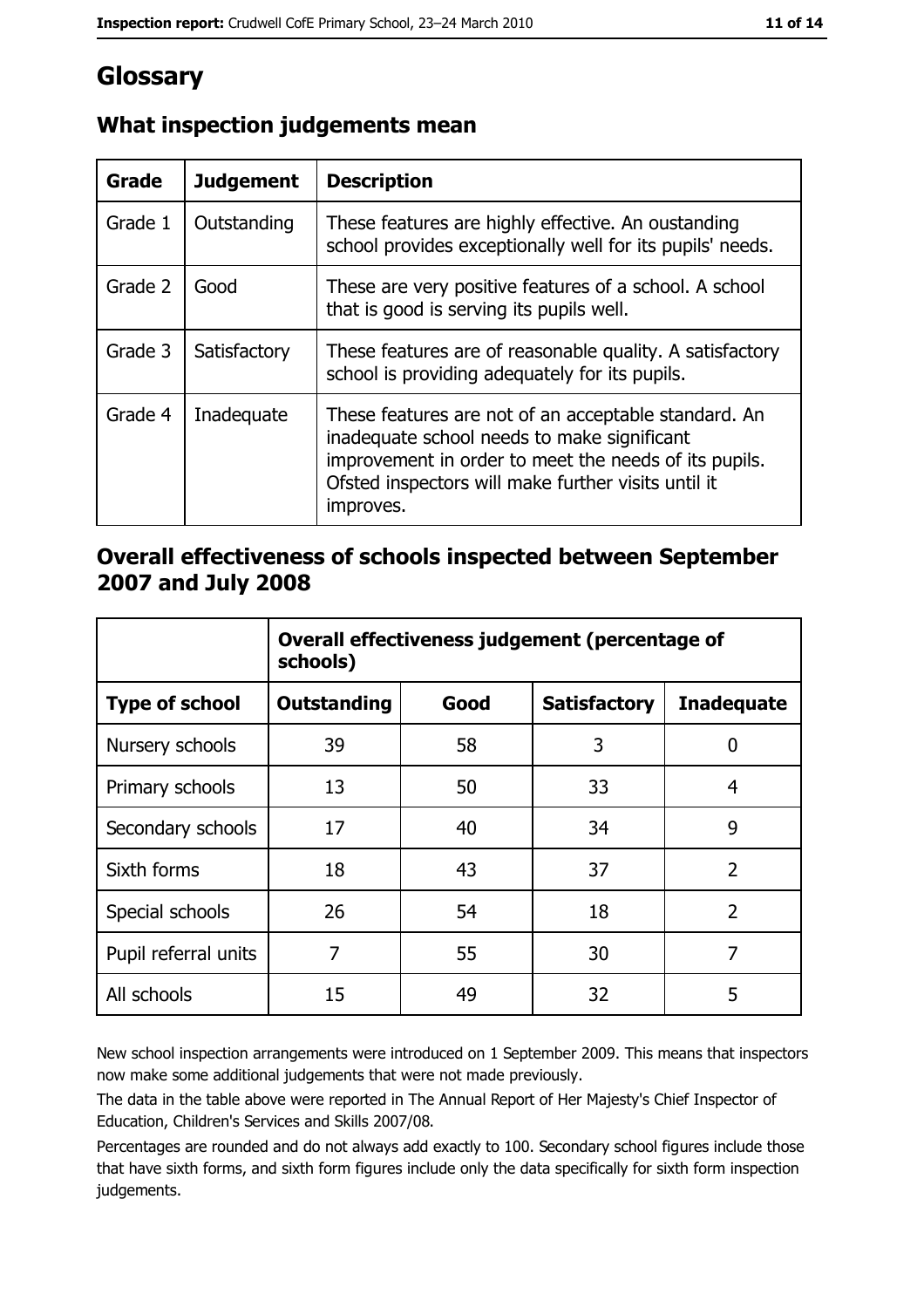# Glossary

## What inspection judgements mean

| Grade | Judgement | Description |
|---|---|---|
| Grade 1 | Outstanding | These features are highly effective. An oustanding school provides exceptionally well for its pupils' needs. |
| Grade 2 | Good | These are very positive features of a school. A school that is good is serving its pupils well. |
| Grade 3 | Satisfactory | These features are of reasonable quality. A satisfactory school is providing adequately for its pupils. |
| Grade 4 | Inadequate | These features are not of an acceptable standard. An inadequate school needs to make significant improvement in order to meet the needs of its pupils. Ofsted inspectors will make further visits until it improves. |

## Overall effectiveness of schools inspected between September 2007 and July 2008

| | Overall effectiveness judgement (percentage of schools) | | | |
|---|---|---|---|---|
| **Type of school** | **Outstanding** | **Good** | **Satisfactory** | **Inadequate** |
| Nursery schools | 39 | 58 | 3 | 0 |
| Primary schools | 13 | 50 | 33 | 4 |
| Secondary schools | 17 | 40 | 34 | 9 |
| Sixth forms | 18 | 43 | 37 | 2 |
| Special schools | 26 | 54 | 18 | 2 |
| Pupil referral units | 7 | 55 | 30 | 7 |
| All schools | 15 | 49 | 32 | 5 |

New school inspection arrangements were introduced on 1 September 2009. This means that inspectors now make some additional judgements that were not made previously.

The data in the table above were reported in The Annual Report of Her Majesty's Chief Inspector of Education, Children's Services and Skills 2007/08.

Percentages are rounded and do not always add exactly to 100. Secondary school figures include those that have sixth forms, and sixth form figures include only the data specifically for sixth form inspection judgements.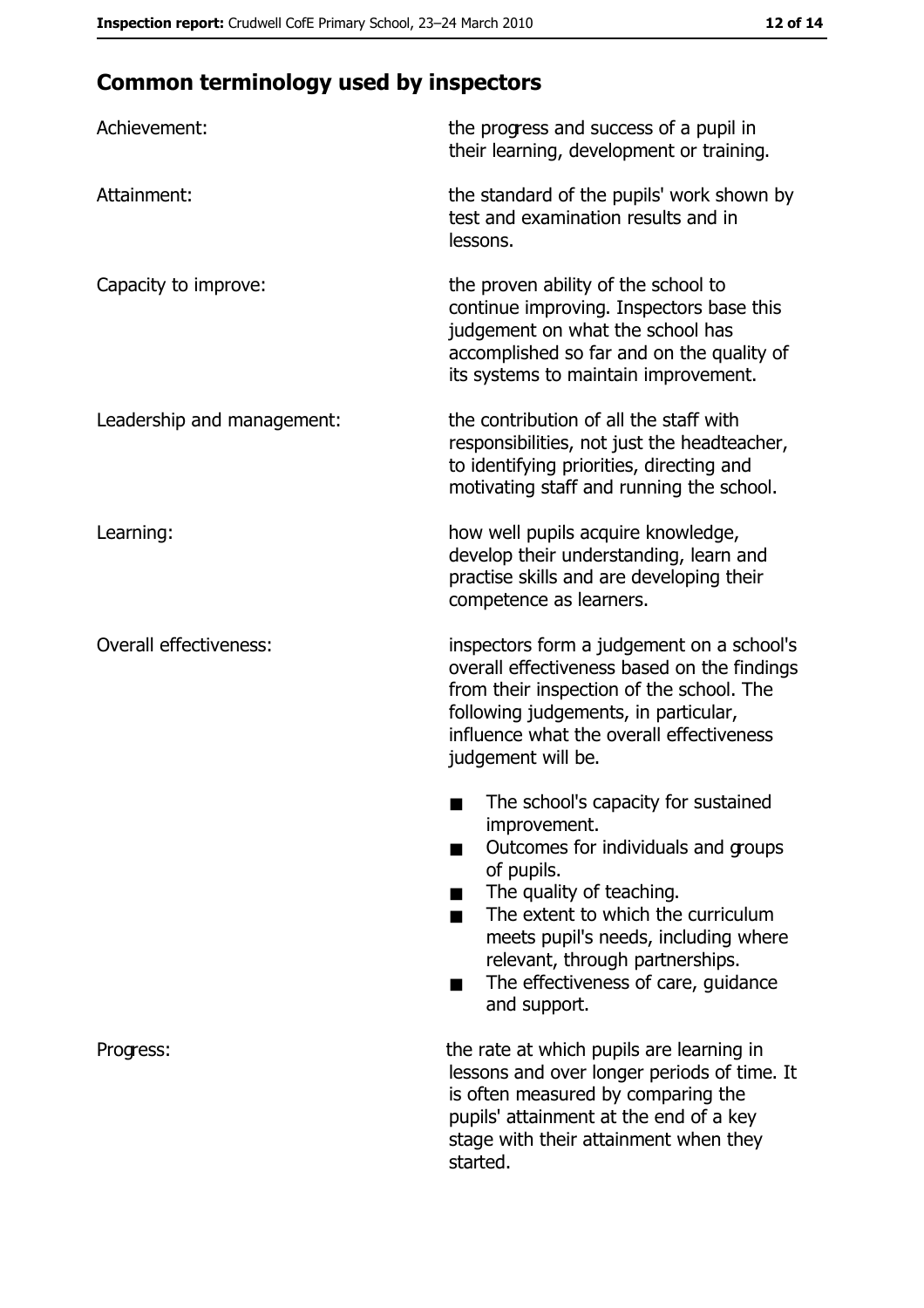## Common terminology used by inspectors

| | |
|---|---|
| Achievement: | the progress and success of a pupil in their learning, development or training. |
| Attainment: | the standard of the pupils' work shown by test and examination results and in lessons. |
| Capacity to improve: | the proven ability of the school to continue improving. Inspectors base this judgement on what the school has accomplished so far and on the quality of its systems to maintain improvement. |
| Leadership and management: | the contribution of all the staff with responsibilities, not just the headteacher, to identifying priorities, directing and motivating staff and running the school. |
| Learning: | how well pupils acquire knowledge, develop their understanding, learn and practise skills and are developing their competence as learners. |
| Overall effectiveness: | inspectors form a judgement on a school's overall effectiveness based on the findings from their inspection of the school. The following judgements, in particular, influence what the overall effectiveness judgement will be. ■ The school's capacity for sustained improvement. ■ Outcomes for individuals and groups of pupils. ■ The quality of teaching. ■ The extent to which the curriculum meets pupil's needs, including where relevant, through partnerships. ■ The effectiveness of care, guidance and support. |
| Progress: | the rate at which pupils are learning in lessons and over longer periods of time. It is often measured by comparing the pupils' attainment at the end of a key stage with their attainment when they started. |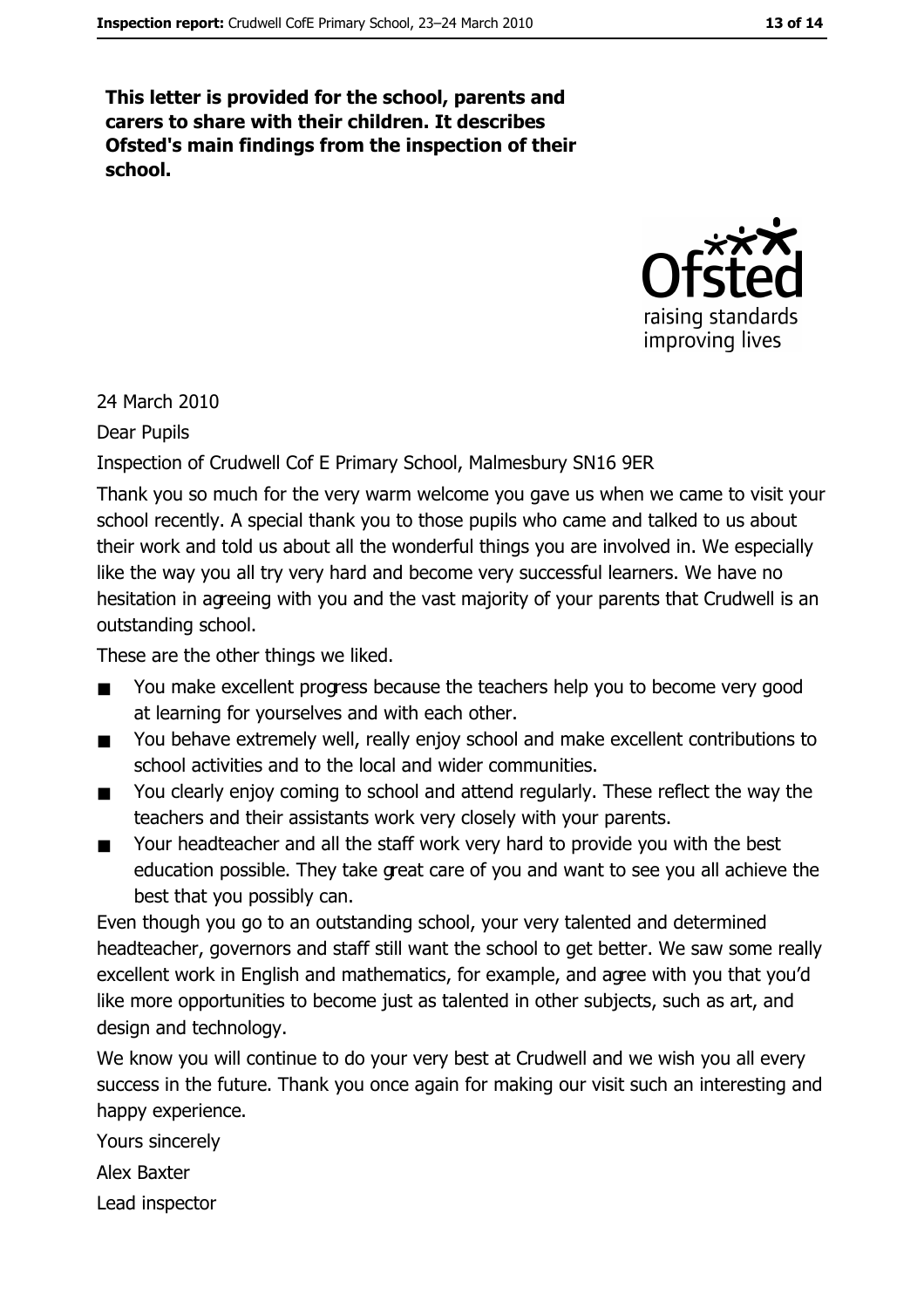**This letter is provided for the school, parents and carers to share with their children. It describes Ofsted's main findings from the inspection of their school.**

24 March 2010

Dear Pupils

Inspection of Crudwell Cof E Primary School, Malmesbury SN16 9ER

Thank you so much for the very warm welcome you gave us when we came to visit your school recently. A special thank you to those pupils who came and talked to us about their work and told us about all the wonderful things you are involved in. We especially like the way you all try very hard and become very successful learners. We have no hesitation in agreeing with you and the vast majority of your parents that Crudwell is an outstanding school.

These are the other things we liked.

- You make excellent progress because the teachers help you to become very good at learning for yourselves and with each other.
- You behave extremely well, really enjoy school and make excellent contributions to school activities and to the local and wider communities.
- You clearly enjoy coming to school and attend regularly. These reflect the way the teachers and their assistants work very closely with your parents.
- Your headteacher and all the staff work very hard to provide you with the best education possible. They take great care of you and want to see you all achieve the best that you possibly can.

Even though you go to an outstanding school, your very talented and determined headteacher, governors and staff still want the school to get better. We saw some really excellent work in English and mathematics, for example, and agree with you that you'd like more opportunities to become just as talented in other subjects, such as art, and design and technology.

We know you will continue to do your very best at Crudwell and we wish you all every success in the future. Thank you once again for making our visit such an interesting and happy experience.

Yours sincerely

Alex Baxter

Lead inspector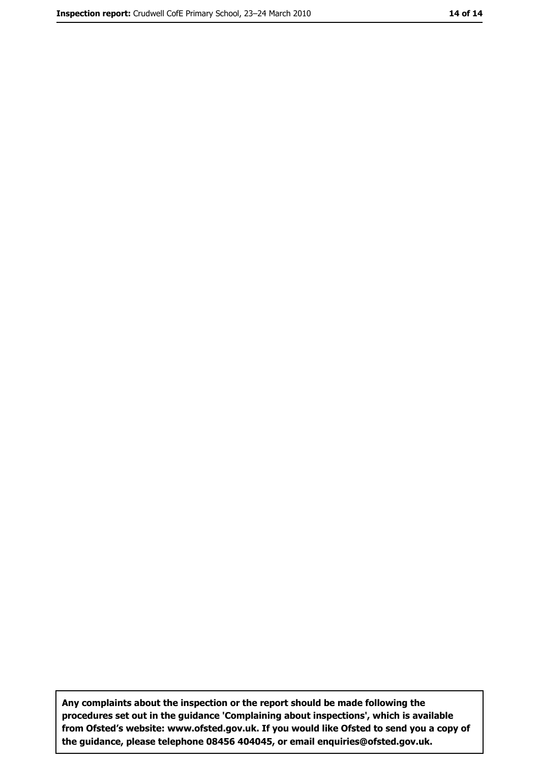**Any complaints about the inspection or the report should be made following the procedures set out in the guidance 'Complaining about inspections', which is available from Ofsted's website: www.ofsted.gov.uk. If you would like Ofsted to send you a copy of the guidance, please telephone 08456 404045, or email enquiries@ofsted.gov.uk.**